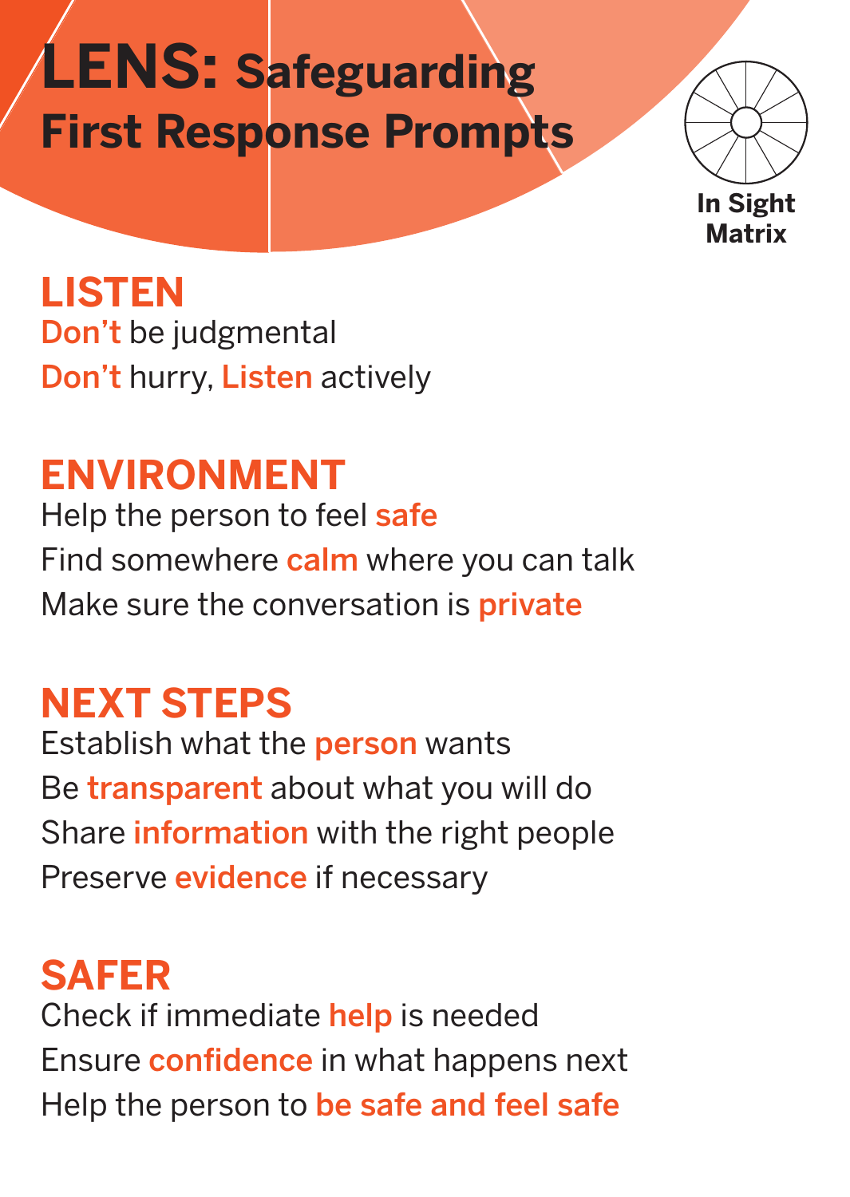# LENS: Safeguarding First Response Prompts

In Sight Matrix

## LISTEN

Don't be judgmental

Don't hurry, Listen actively

## ENVIRONMENT

Help the person to feel safe

Find somewhere calm where you can talk

Make sure the conversation is private

## NEXT STEPS

Establish what the person wants

Be transparent about what you will do

Share information with the right people

Preserve evidence if necessary

## SAFER

Check if immediate help is needed

Ensure confidence in what happens next

Help the person to be safe and feel safe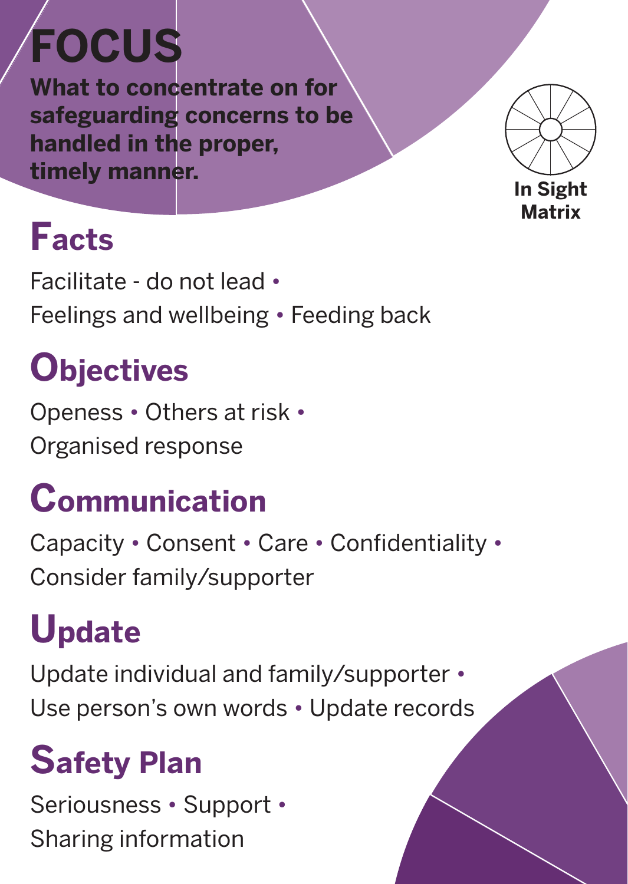# FOCUS

**What to concentrate on for safeguarding concerns to be handled in the proper, timely manner.**

**In Sight Matrix**

## Facts

Facilitate - do not lead • Feelings and wellbeing • Feeding back

## Objectives

Openess • Others at risk • Organised response

## Communication

Capacity • Consent • Care • Confidentiality • Consider family/supporter

## Update

Update individual and family/supporter • Use person's own words • Update records

## Safety Plan

Seriousness • Support • Sharing information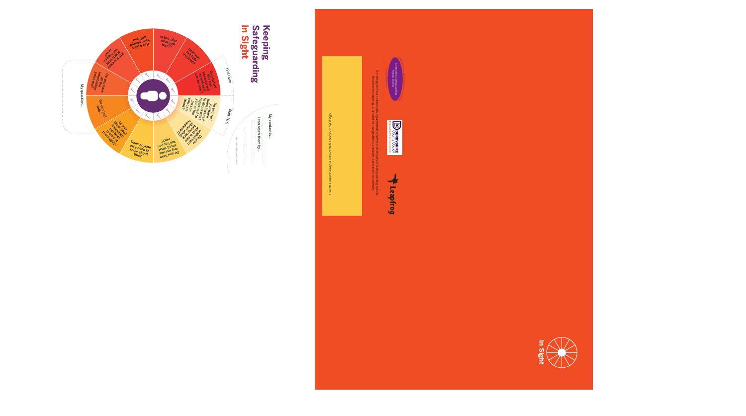# Keeping Safeguarding in Sight

Is this plan what you want?

Have you felt fully involved?

Do you feel the risk has been reduced to an acceptable level or is it safer now?

Do you feel you have been able to say what you want to happen to you or the person you care about?

Do you understand why the safeguarding happened?

Do you have any worries about what will happen next?

Does anyone else need to know about this?

Do you think what happened has been looked at thoroughly?

Do you feel safe?

Do you have all the information you need?

Are you clear about what will happen now?

Has a plan been shared with you?

End Date

Start Date

My questions...

My contact is...

I can reach them by...

Use this area to keep a note of dates for your meetings...

Co-designed in a collaborative partnership between Derbyshire Safeguarding Adults Board and Leapfrog, a project at ImaginationLancaster, Lancaster University

Derbyshire Safeguarding Adults Board

Derbyshire County Council

Leapfrog

In Sight